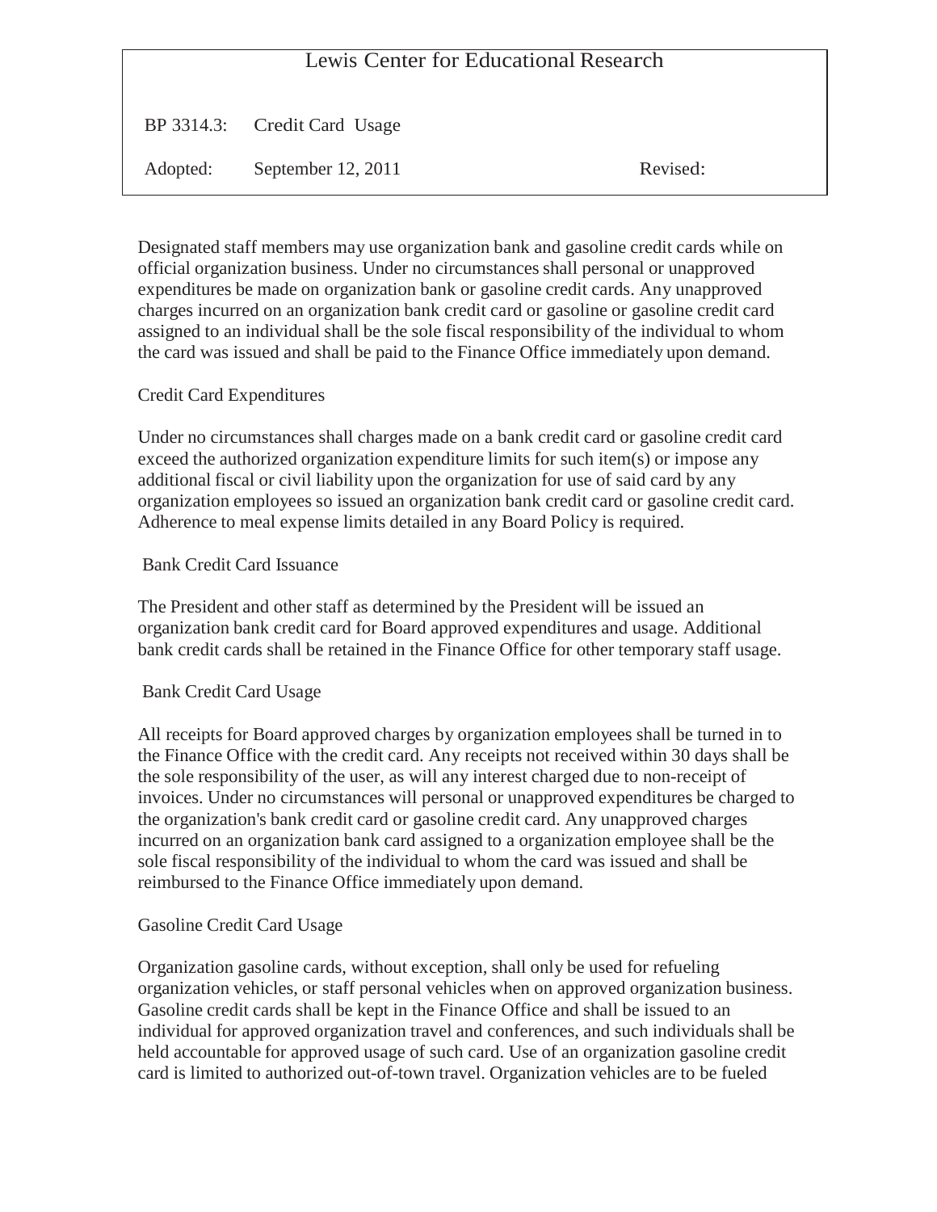# Lewis Center for Educational Research

BP 3314.3: Credit Card Usage

Adopted: September 12, 2011 Revised:

Designated staff members may use organization bank and gasoline credit cards while on official organization business. Under no circumstances shall personal or unapproved expenditures be made on organization bank or gasoline credit cards. Any unapproved charges incurred on an organization bank credit card or gasoline or gasoline credit card assigned to an individual shall be the sole fiscal responsibility of the individual to whom the card was issued and shall be paid to the Finance Office immediately upon demand.

## Credit Card Expenditures

Under no circumstances shall charges made on a bank credit card or gasoline credit card exceed the authorized organization expenditure limits for such item(s) or impose any additional fiscal or civil liability upon the organization for use of said card by any organization employees so issued an organization bank credit card or gasoline credit card. Adherence to meal expense limits detailed in any Board Policy is required.

## Bank Credit Card Issuance

The President and other staff as determined by the President will be issued an organization bank credit card for Board approved expenditures and usage. Additional bank credit cards shall be retained in the Finance Office for other temporary staff usage.

## Bank Credit Card Usage

All receipts for Board approved charges by organization employees shall be turned in to the Finance Office with the credit card. Any receipts not received within 30 days shall be the sole responsibility of the user, as will any interest charged due to non-receipt of invoices. Under no circumstances will personal or unapproved expenditures be charged to the organization's bank credit card or gasoline credit card. Any unapproved charges incurred on an organization bank card assigned to a organization employee shall be the sole fiscal responsibility of the individual to whom the card was issued and shall be reimbursed to the Finance Office immediately upon demand.

## Gasoline Credit Card Usage

Organization gasoline cards, without exception, shall only be used for refueling organization vehicles, or staff personal vehicles when on approved organization business. Gasoline credit cards shall be kept in the Finance Office and shall be issued to an individual for approved organization travel and conferences, and such individuals shall be held accountable for approved usage of such card. Use of an organization gasoline credit card is limited to authorized out-of-town travel. Organization vehicles are to be fueled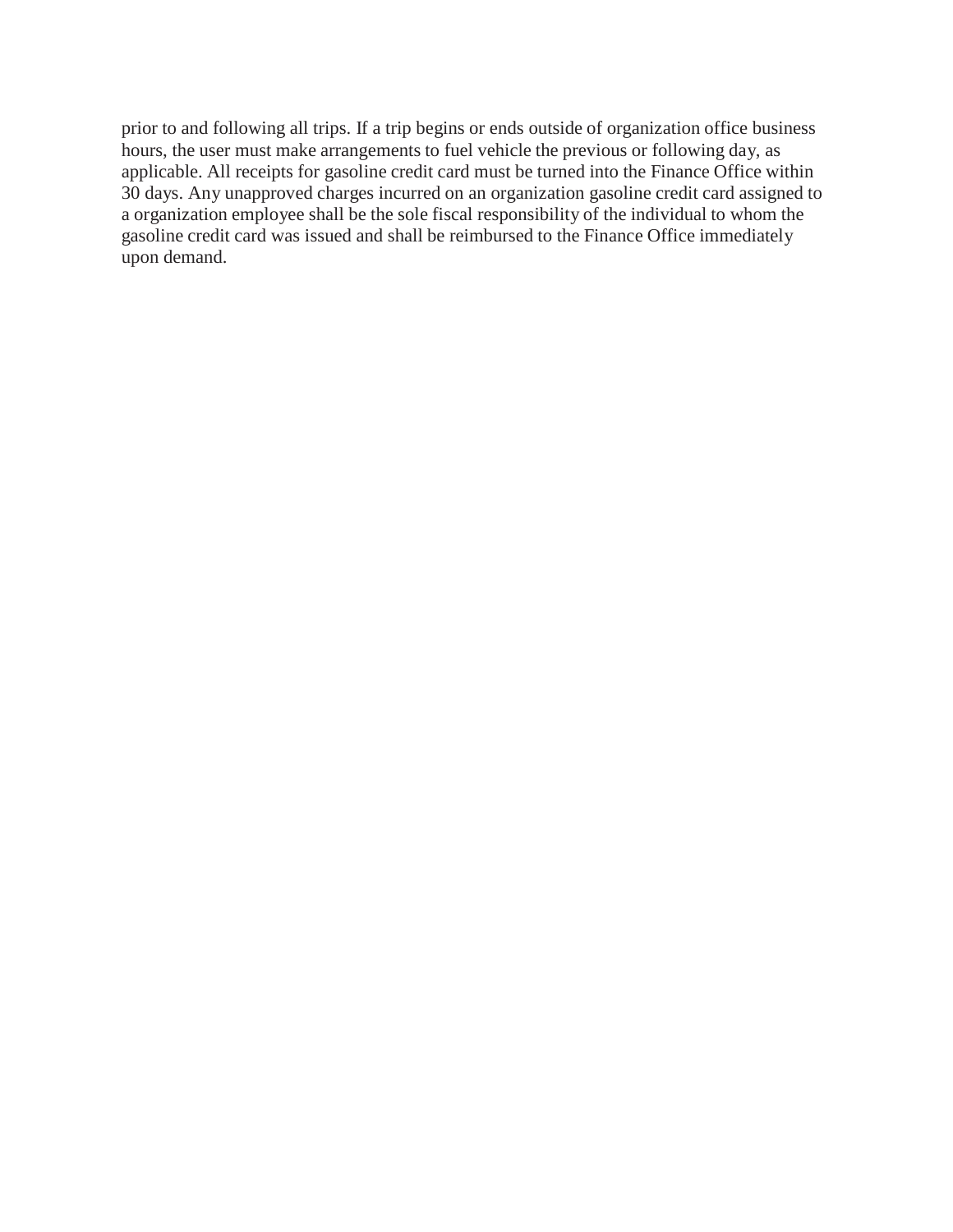prior to and following all trips. If a trip begins or ends outside of organization office business hours, the user must make arrangements to fuel vehicle the previous or following day, as applicable. All receipts for gasoline credit card must be turned into the Finance Office within 30 days. Any unapproved charges incurred on an organization gasoline credit card assigned to a organization employee shall be the sole fiscal responsibility of the individual to whom the gasoline credit card was issued and shall be reimbursed to the Finance Office immediately upon demand.